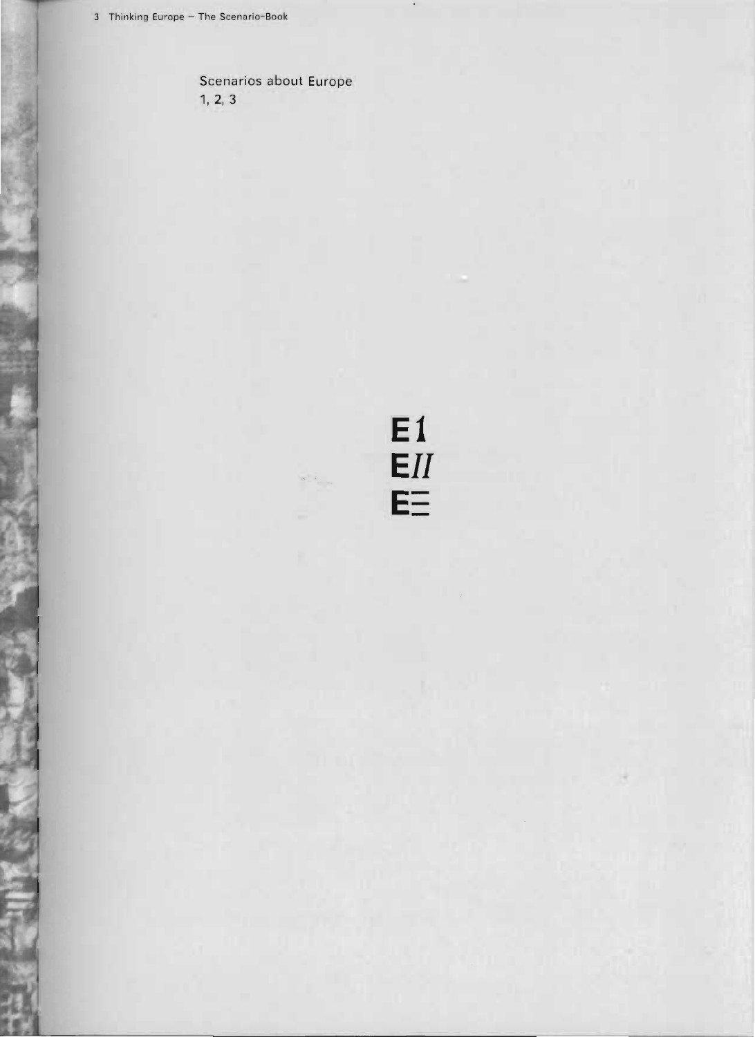Scenarios about Europe
1, 2, 3

**E1**
**E*II***
**E☰**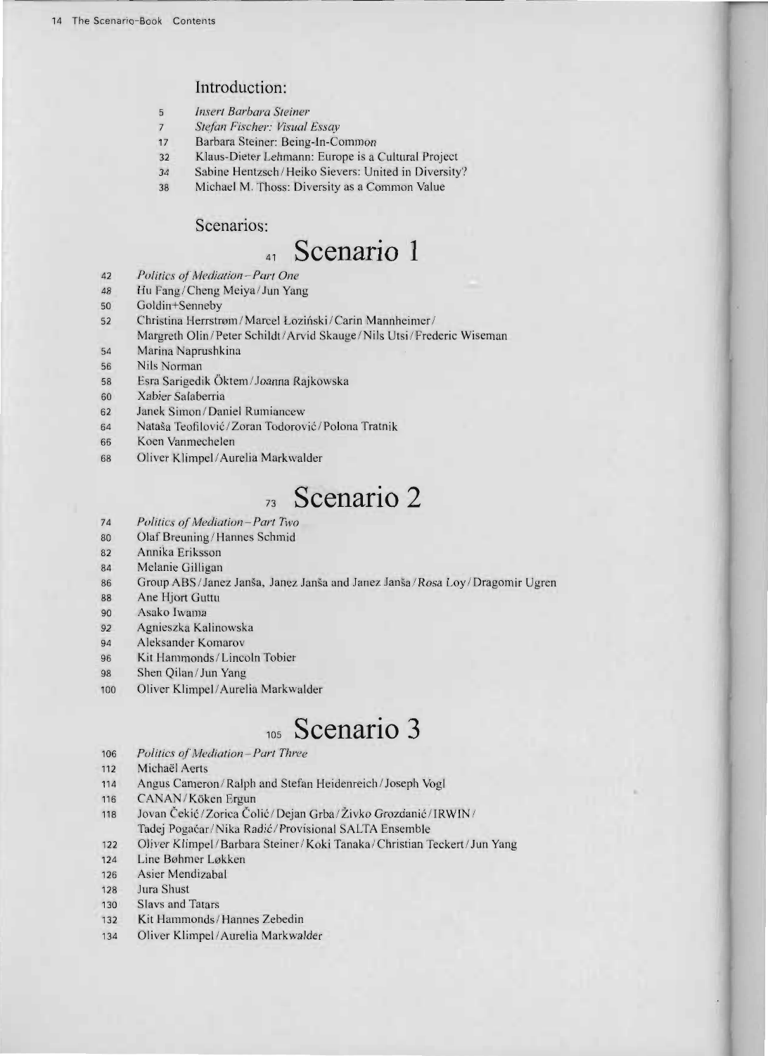## Introduction:

5 *Insert Barbara Steiner*
7 *Stefan Fischer: Visual Essay*
17 Barbara Steiner: Being-In-Common
32 Klaus-Dieter Lehmann: Europe is a Cultural Project
34 Sabine Hentzsch / Heiko Sievers: United in Diversity?
38 Michael M. Thoss: Diversity as a Common Value

## Scenarios:

# 41 Scenario 1

42 *Politics of Mediation – Part One*
48 Hu Fang / Cheng Meiya / Jun Yang
50 Goldin+Senneby
52 Christina Herrstrøm / Marcel Łoziński / Carin Mannheimer / Margreth Olin / Peter Schildt / Arvid Skauge / Nils Utsi / Frederic Wiseman
54 Marina Naprushkina
56 Nils Norman
58 Esra Sarigedik Öktem / Joanna Rajkowska
60 Xabier Salaberria
62 Janek Simon / Daniel Rumiancew
64 Nataša Teofilović / Zoran Todorović / Polona Tratnik
66 Koen Vanmechelen
68 Oliver Klimpel / Aurelia Markwalder

# 73 Scenario 2

74 *Politics of Mediation – Part Two*
80 Olaf Breuning / Hannes Schmid
82 Annika Eriksson
84 Melanie Gilligan
86 Group ABS / Janez Janša, Janez Janša and Janez Janša / Rosa Loy / Dragomir Ugren
88 Ane Hjort Guttu
90 Asako Iwama
92 Agnieszka Kalinowska
94 Aleksander Komarov
96 Kit Hammonds / Lincoln Tobier
98 Shen Qilan / Jun Yang
100 Oliver Klimpel / Aurelia Markwalder

# 105 Scenario 3

106 *Politics of Mediation – Part Three*
112 Michaël Aerts
114 Angus Cameron / Ralph and Stefan Heidenreich / Joseph Vogl
116 CANAN / Köken Ergun
118 Jovan Čekić / Zorica Čolić / Dejan Grba / Živko Grozdanić / IRWIN / Tadej Pogačar / Nika Radić / Provisional SALTA Ensemble
122 Oliver Klimpel / Barbara Steiner / Koki Tanaka / Christian Teckert / Jun Yang
124 Line Bøhmer Løkken
126 Asier Mendizabal
128 Jura Shust
130 Slavs and Tatars
132 Kit Hammonds / Hannes Zebedin
134 Oliver Klimpel / Aurelia Markwalder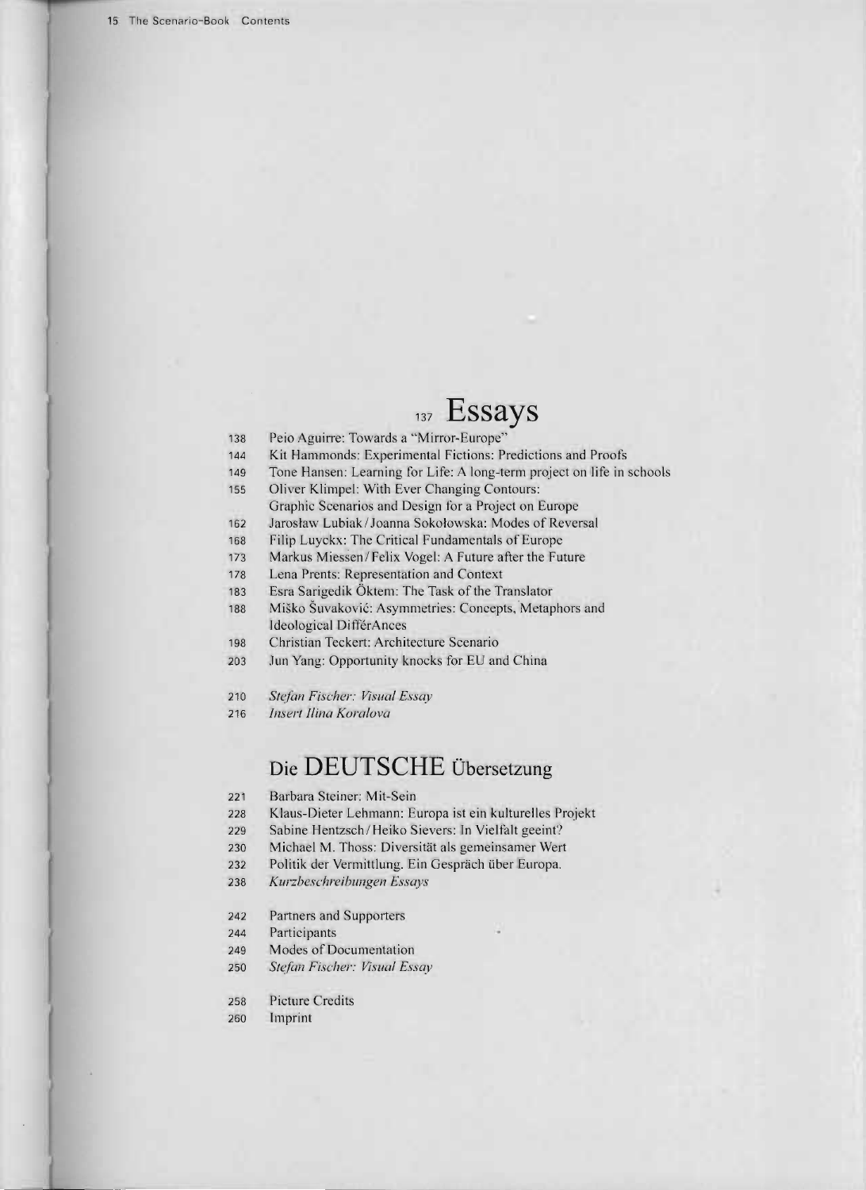## 137 Essays

138 Peio Aguirre: Towards a "Mirror-Europe"
144 Kit Hammonds: Experimental Fictions: Predictions and Proofs
149 Tone Hansen: Learning for Life: A long-term project on life in schools
155 Oliver Klimpel: With Ever Changing Contours: Graphic Scenarios and Design for a Project on Europe
162 Jarosław Lubiak / Joanna Sokołowska: Modes of Reversal
168 Filip Luyckx: The Critical Fundamentals of Europe
173 Markus Miessen / Felix Vogel: A Future after the Future
178 Lena Prents: Representation and Context
183 Esra Sarigedik Öktem: The Task of the Translator
188 Miško Šuvaković: Asymmetries: Concepts, Metaphors and Ideological DifférAnces
198 Christian Teckert: Architecture Scenario
203 Jun Yang: Opportunity knocks for EU and China

210 *Stefan Fischer: Visual Essay*
216 *Insert Ilina Koralova*

## Die DEUTSCHE Übersetzung

221 Barbara Steiner: Mit-Sein
228 Klaus-Dieter Lehmann: Europa ist ein kulturelles Projekt
229 Sabine Hentzsch / Heiko Sievers: In Vielfalt geeint?
230 Michael M. Thoss: Diversität als gemeinsamer Wert
232 Politik der Vermittlung. Ein Gespräch über Europa.
238 *Kurzbeschreibungen Essays*

242 Partners and Supporters
244 Participants
249 Modes of Documentation
250 *Stefan Fischer: Visual Essay*

258 Picture Credits
260 Imprint